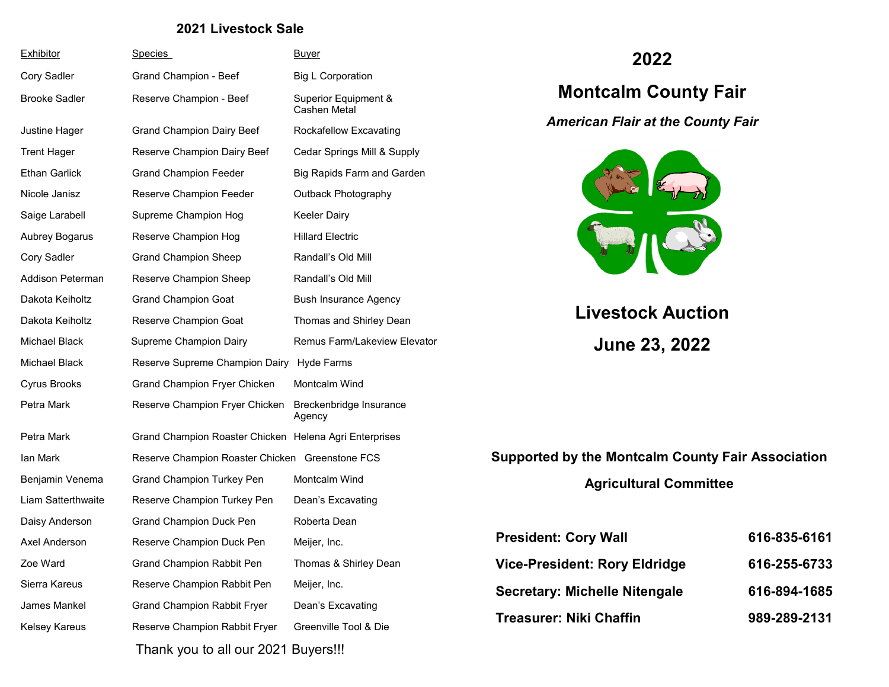## 2021 Livestock Sale

| Exhibitor | Species | Buyer |
|---|---|---|
| Cory Sadler | Grand Champion - Beef | Big L Corporation |
| Brooke Sadler | Reserve Champion - Beef | Superior Equipment & Cashen Metal |
| Justine Hager | Grand Champion Dairy Beef | Rockafellow Excavating |
| Trent Hager | Reserve Champion Dairy Beef | Cedar Springs Mill & Supply |
| Ethan Garlick | Grand Champion Feeder | Big Rapids Farm and Garden |
| Nicole Janisz | Reserve Champion Feeder | Outback Photography |
| Saige Larabell | Supreme Champion Hog | Keeler Dairy |
| Aubrey Bogarus | Reserve Champion Hog | Hillard Electric |
| Cory Sadler | Grand Champion Sheep | Randall's Old Mill |
| Addison Peterman | Reserve Champion Sheep | Randall's Old Mill |
| Dakota Keiholtz | Grand Champion Goat | Bush Insurance Agency |
| Dakota Keiholtz | Reserve Champion Goat | Thomas and Shirley Dean |
| Michael Black | Supreme Champion Dairy | Remus Farm/Lakeview Elevator |
| Michael Black | Reserve Supreme Champion Dairy | Hyde Farms |
| Cyrus Brooks | Grand Champion Fryer Chicken | Montcalm Wind |
| Petra Mark | Reserve Champion Fryer Chicken | Breckenbridge Insurance Agency |
| Petra Mark | Grand Champion Roaster Chicken | Helena Agri Enterprises |
| Ian Mark | Reserve Champion Roaster Chicken | Greenstone FCS |
| Benjamin Venema | Grand Champion Turkey Pen | Montcalm Wind |
| Liam Satterthwaite | Reserve Champion Turkey Pen | Dean's Excavating |
| Daisy Anderson | Grand Champion Duck Pen | Roberta Dean |
| Axel Anderson | Reserve Champion Duck Pen | Meijer, Inc. |
| Zoe Ward | Grand Champion Rabbit Pen | Thomas & Shirley Dean |
| Sierra Kareus | Reserve Champion Rabbit Pen | Meijer, Inc. |
| James Mankel | Grand Champion Rabbit Fryer | Dean's Excavating |
| Kelsey Kareus | Reserve Champion Rabbit Fryer | Greenville Tool & Die |

Thank you to all our 2021 Buyers!!!

# 2022

# Montcalm County Fair

***American Flair at the County Fair***

# Livestock Auction

# June 23, 2022

**Supported by the Montcalm County Fair Association**

**Agricultural Committee**

| | |
|---|---|
| **President: Cory Wall** | **616-835-6161** |
| **Vice-President: Rory Eldridge** | **616-255-6733** |
| **Secretary: Michelle Nitengale** | **616-894-1685** |
| **Treasurer: Niki Chaffin** | **989-289-2131** |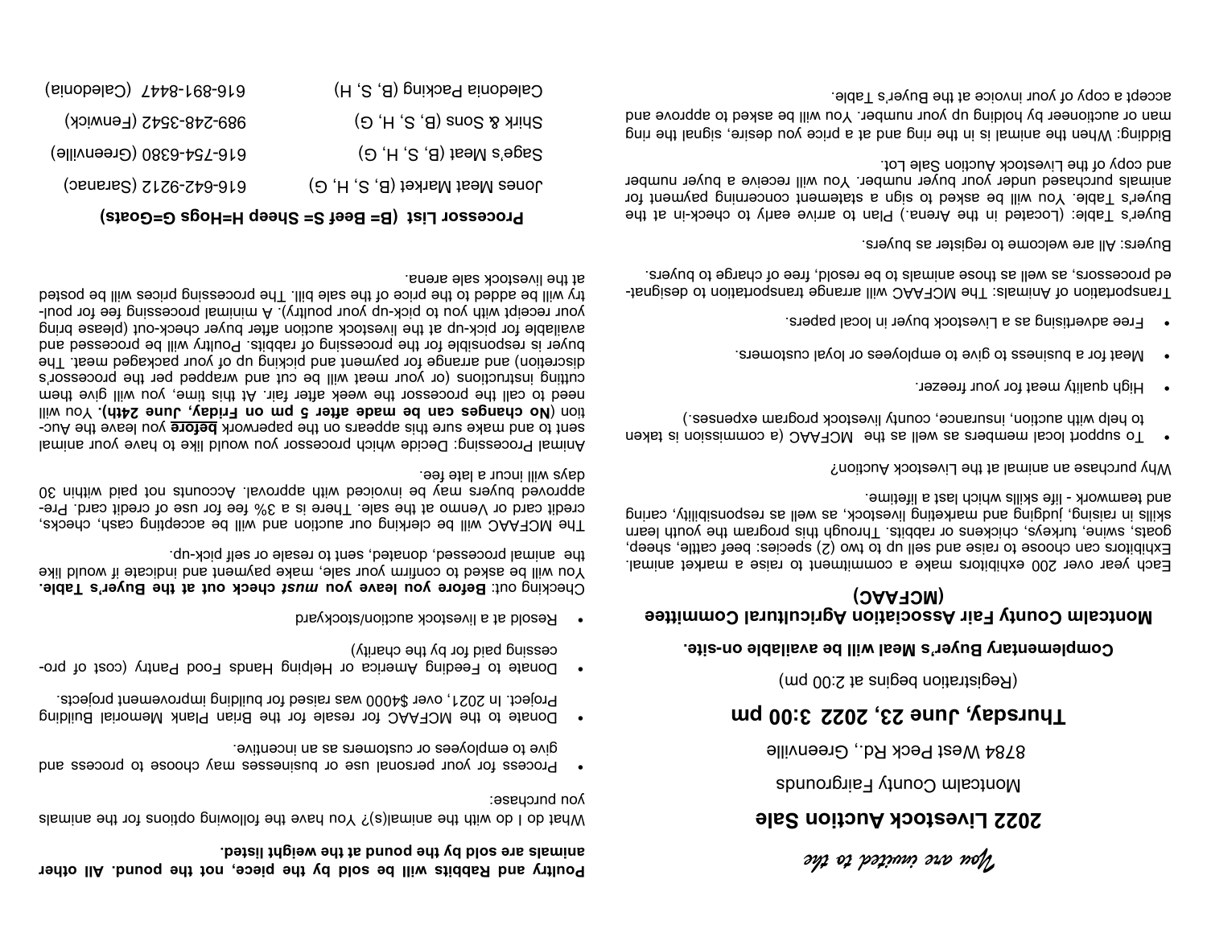*You are invited to the*

# 2022 Livestock Auction Sale

Montcalm County Fairgrounds

8784 West Peck Rd., Greenville

## Thursday, June 23, 2022 3:00 pm

(Registration begins at 2:00 pm)

**Complementary Buyer's Meal will be available on-site.**

## Montcalm County Fair Association Agricultural Commitee (MCFAAC)

Each year over 200 exhibitors make a commitment to raise a market animal. Exhibitors can choose to raise and sell up to two (2) species: beef cattle, sheep, goats, swine, turkeys, chickens or rabbits. Through this program the youth learn skills in raising, judging and marketing livestock, as well as responsibility, caring and teamwork - life skills which last a lifetime.

Why purchase an animal at the Livestock Auction?

- To support local members as well as the MCFAAC (a commission is taken to help with auction, insurance, county livestock program expenses.)
- High quality meat for your freezer.
- Meat for a business to give to employees or loyal customers.
- Free advertising as a Livestock buyer in local papers.

Transportation of Animals: The MCFAAC will arrange transportation to designated processors, as well as those animals to be resold, free of charge to buyers.

Buyers: All are welcome to register as buyers.

Buyer's Table: (Located in the Arena.) Plan to arrive early to check-in at the Buyer's Table. You will be asked to sign a statement concerning payment for animals purchased under your buyer number. You will receive a buyer number and copy of the Livestock Auction Sale Lot.

Bidding: When the animal is in the ring and at a price you desire, signal the ring man or auctioneer by holding up your number. You will be asked to approve and accept a copy of your invoice at the Buyer's Table.

**Poultry and Rabbits will be sold by the piece, not the pound. All other animals are sold by the pound at the weight listed.**

What do I do with the animal(s)? You have the following options for the animals you purchase:

- Process for your personal use or businesses may choose to process and give to employees or customers as an incentive.
- Donate to the MCFAAC for resale for the Brian Plank Memorial Building Project. In 2021, over $4000 was raised for building improvement projects.
- Donate to Feeding America or Helping Hands Food Pantry (cost of processing paid for by the charity)
- Resold at a livestock auction/stockyard

Checking out: **Before you leave you *must* check out at the Buyer's Table.** You will be asked to confirm your sale, make payment and indicate if would like the animal processed, donated, sent to resale or self pick-up.

The MCFAAC will be clerking our auction and will be accepting cash, checks, credit card or Venmo at the sale. There is a 3% fee for use of credit card. Pre-approved buyers may be invoiced with approval. Accounts not paid within 30 days will incur a late fee.

Animal Processing: Decide which processor you would like to have your animal sent to and make sure this appears on the paperwork **before** you leave the Auction (**No changes can be made after 5 pm on Friday, June 24th).** You will need to call the processor the week after fair. At this time, you will give them cutting instructions (or your meat will be cut and wrapped per the processor's discretion) and arrange for payment and picking up of your packaged meat. The buyer is responsible for the processing of rabbits. Poultry will be processed and available for pick-up at the livestock auction after buyer check-out (please bring your receipt with you to pick-up your poultry). A minimal processing fee for poultry will be added to the price of the sale bill. The processing prices will be posted at the livestock sale arena.

**Processor List (B= Beef S= Sheep H=Hogs G=Goats)**

| | |
|---|---|
| Jones Meat Market (B, S, H, G) | 616-642-9212 (Saranac) |
| Sage's Meat (B, S, H, G) | 616-754-6380 (Greenville) |
| Shirk & Sons (B, S, H, G) | 989-248-3542 (Fenwick) |
| Caledonia Packing (B, S, H) | 616-891-8447 (Caledonia) |